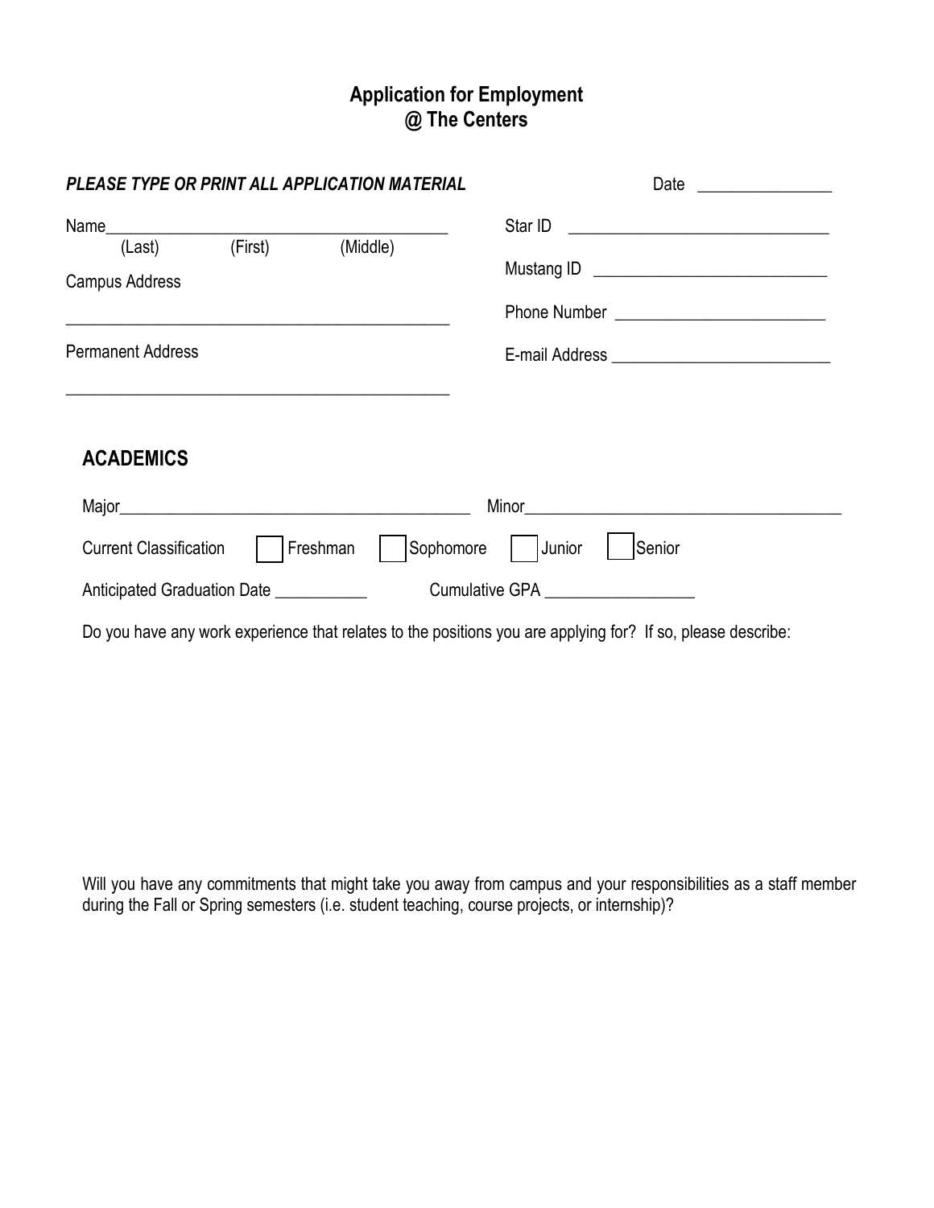# Application for Employment
# @ The Centers

***PLEASE TYPE OR PRINT ALL APPLICATION MATERIAL***

Date ________________

Name________________________________________
(Last) (First) (Middle)

Campus Address

_____________________________________________

Permanent Address

_____________________________________________

Star ID ______________________________

Mustang ID ___________________________

Phone Number ________________________

E-mail Address _________________________

## ACADEMICS

Major_________________________________________ Minor_______________________________________

Current Classification ☐ Freshman ☐ Sophomore ☐ Junior ☐ Senior

Anticipated Graduation Date ___________ Cumulative GPA __________________

Do you have any work experience that relates to the positions you are applying for? If so, please describe:

Will you have any commitments that might take you away from campus and your responsibilities as a staff member during the Fall or Spring semesters (i.e. student teaching, course projects, or internship)?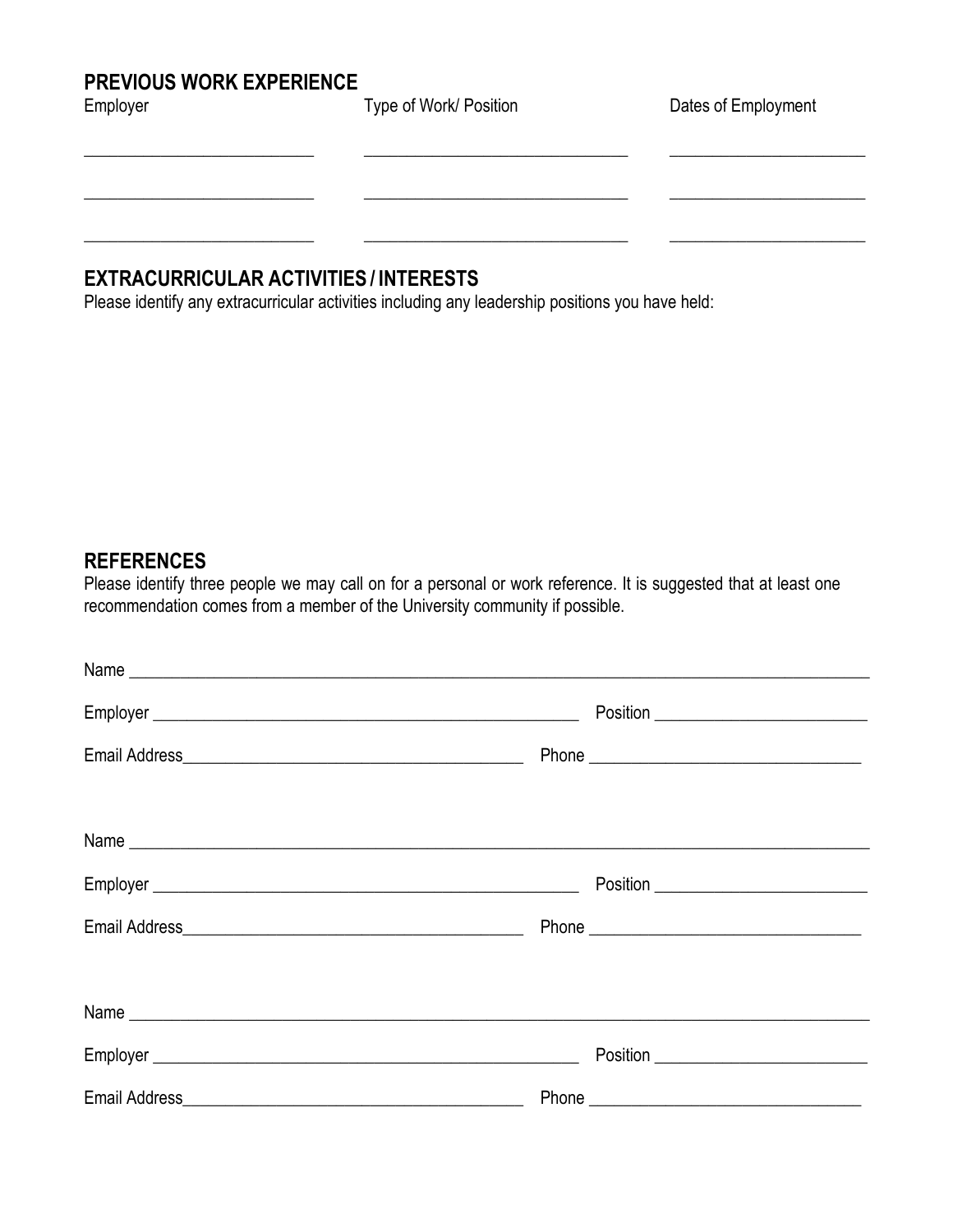## PREVIOUS WORK EXPERIENCE

| Employer | Type of Work/ Position | Dates of Employment |
|---|---|---|
| ___________________________ | _______________________________ | _______________________ |
| ___________________________ | _______________________________ | _______________________ |
| ___________________________ | _______________________________ | _______________________ |

## EXTRACURRICULAR ACTIVITIES / INTERESTS

Please identify any extracurricular activities including any leadership positions you have held:

## REFERENCES

Please identify three people we may call on for a personal or work reference. It is suggested that at least one recommendation comes from a member of the University community if possible.

Name ___________________________________________________________________________________

Employer __________________________________________________ Position ________________________

Email Address________________________________________ Phone _______________________________

Name ___________________________________________________________________________________

Employer __________________________________________________ Position ________________________

Email Address________________________________________ Phone _______________________________

Name ___________________________________________________________________________________

Employer __________________________________________________ Position ________________________

Email Address________________________________________ Phone _______________________________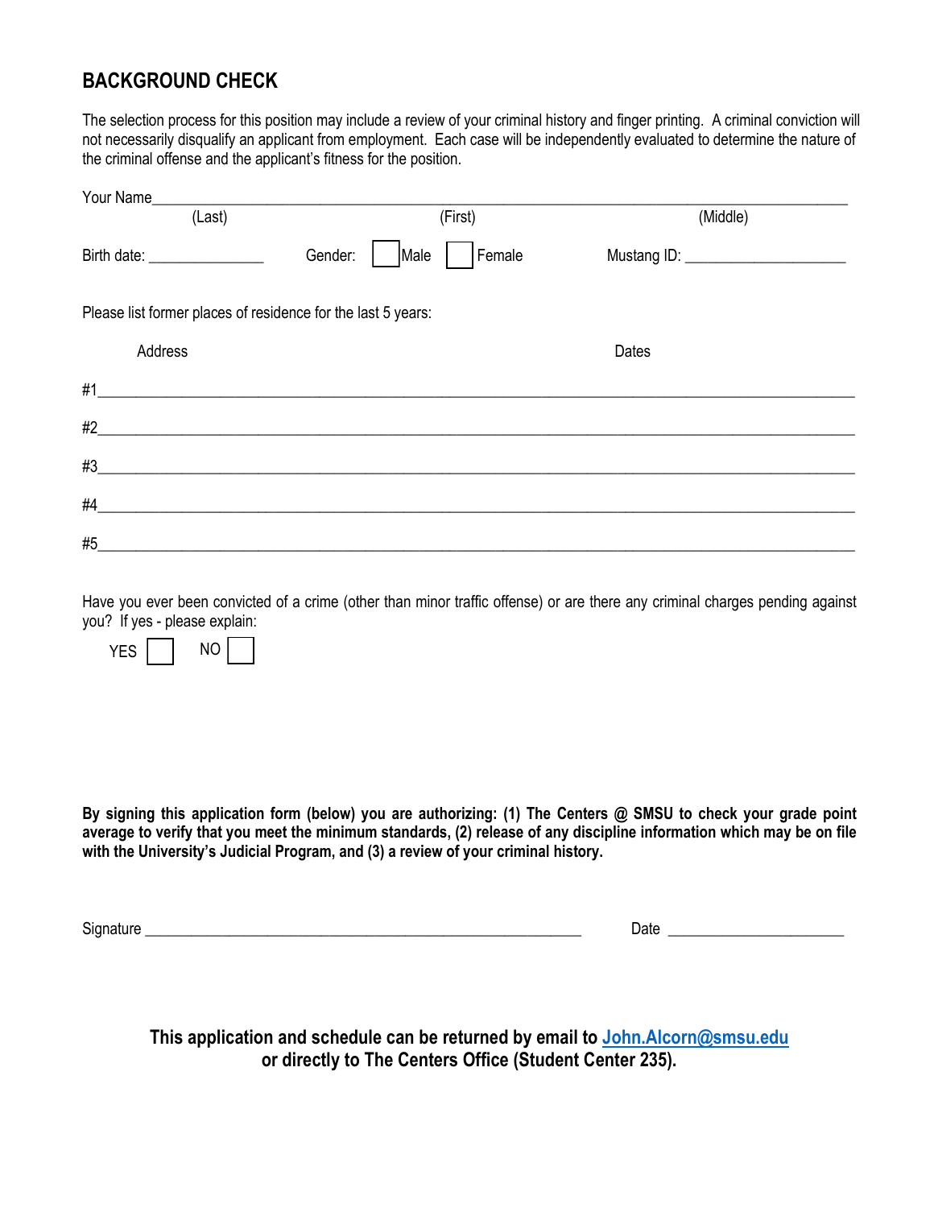## BACKGROUND CHECK

The selection process for this position may include a review of your criminal history and finger printing. A criminal conviction will not necessarily disqualify an applicant from employment. Each case will be independently evaluated to determine the nature of the criminal offense and the applicant's fitness for the position.

Your Name\_\_\_\_\_\_\_\_\_\_\_\_\_\_\_\_\_\_\_\_\_\_\_\_\_\_\_\_\_\_\_\_\_\_\_\_\_\_\_\_\_\_\_\_\_\_\_\_\_\_\_\_\_\_\_\_\_\_\_\_\_\_\_\_\_\_

(Last) (First) (Middle)

Birth date: \_\_\_\_\_\_\_\_\_\_\_\_\_\_\_ Gender: ☐ Male ☐ Female Mustang ID: \_\_\_\_\_\_\_\_\_\_\_\_\_\_\_\_\_\_\_\_

Please list former places of residence for the last 5 years:

| Address | Dates |
|---|---|
| #1 | |
| #2 | |
| #3 | |
| #4 | |
| #5 | |

Have you ever been convicted of a crime (other than minor traffic offense) or are there any criminal charges pending against you? If yes - please explain:

YES ☐ NO ☐

**By signing this application form (below) you are authorizing: (1) The Centers @ SMSU to check your grade point average to verify that you meet the minimum standards, (2) release of any discipline information which may be on file with the University's Judicial Program, and (3) a review of your criminal history.**

Signature \_\_\_\_\_\_\_\_\_\_\_\_\_\_\_\_\_\_\_\_\_\_\_\_\_\_\_\_\_\_\_\_\_\_\_\_\_\_\_\_\_\_\_\_\_\_\_\_\_\_\_\_ Date \_\_\_\_\_\_\_\_\_\_\_\_\_\_\_\_\_\_\_\_\_\_

**This application and schedule can be returned by email to [John.Alcorn@smsu.edu](mailto:John.Alcorn@smsu.edu) or directly to The Centers Office (Student Center 235).**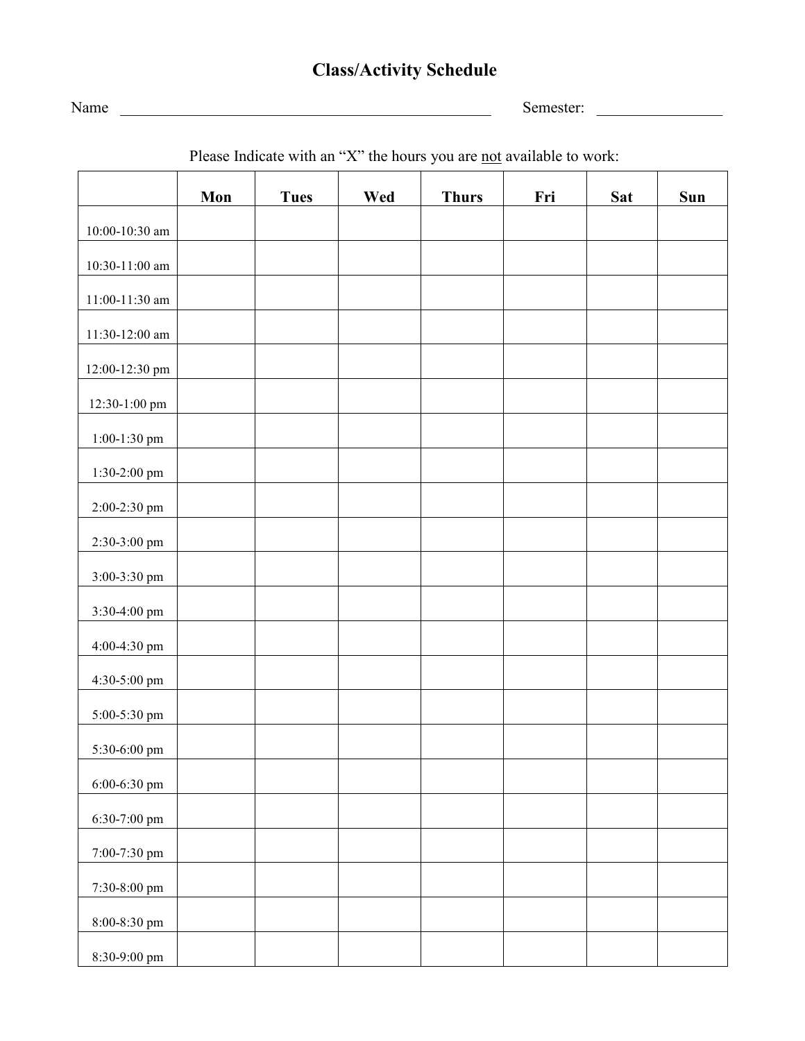# Class/Activity Schedule

Name ________________________________________________ Semester: ________________

Please Indicate with an "X" the hours you are <u>not</u> available to work:

| | Mon | Tues | Wed | Thurs | Fri | Sat | Sun |
|---|---|---|---|---|---|---|---|
| 10:00-10:30 am | | | | | | | |
| 10:30-11:00 am | | | | | | | |
| 11:00-11:30 am | | | | | | | |
| 11:30-12:00 am | | | | | | | |
| 12:00-12:30 pm | | | | | | | |
| 12:30-1:00 pm | | | | | | | |
| 1:00-1:30 pm | | | | | | | |
| 1:30-2:00 pm | | | | | | | |
| 2:00-2:30 pm | | | | | | | |
| 2:30-3:00 pm | | | | | | | |
| 3:00-3:30 pm | | | | | | | |
| 3:30-4:00 pm | | | | | | | |
| 4:00-4:30 pm | | | | | | | |
| 4:30-5:00 pm | | | | | | | |
| 5:00-5:30 pm | | | | | | | |
| 5:30-6:00 pm | | | | | | | |
| 6:00-6:30 pm | | | | | | | |
| 6:30-7:00 pm | | | | | | | |
| 7:00-7:30 pm | | | | | | | |
| 7:30-8:00 pm | | | | | | | |
| 8:00-8:30 pm | | | | | | | |
| 8:30-9:00 pm | | | | | | | |